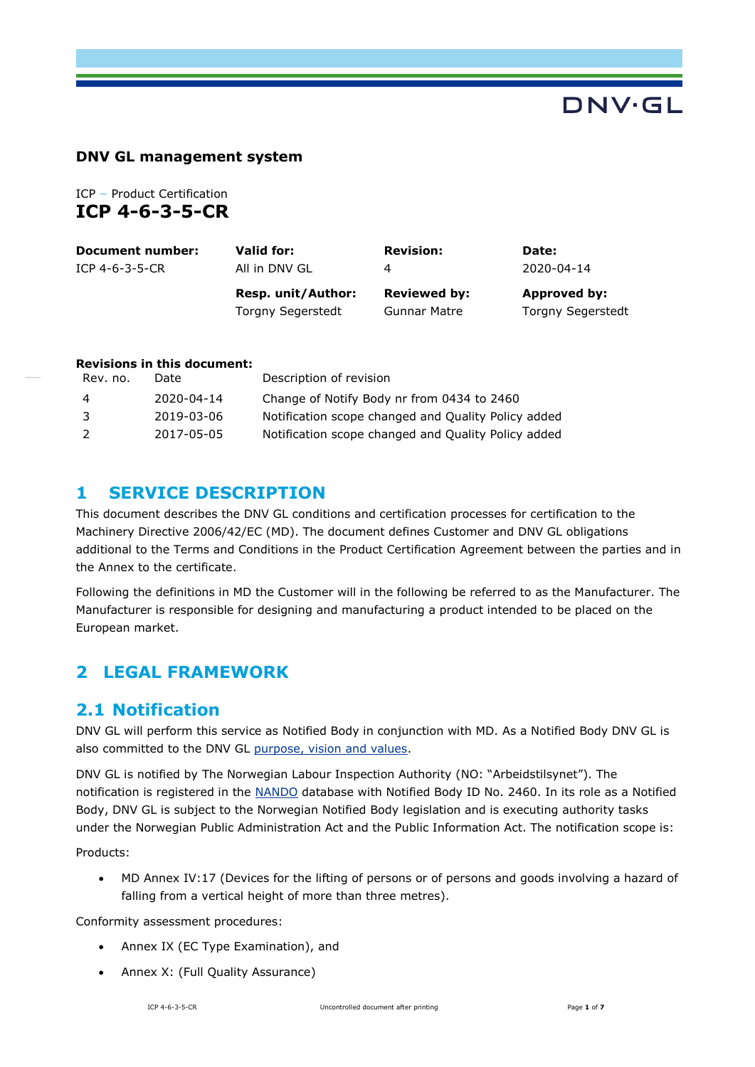DNV·GL

**DNV GL management system**

ICP – Product Certification

# ICP 4-6-3-5-CR

| **Document number:** | **Valid for:** | **Revision:** | **Date:** |
|---|---|---|---|
| ICP 4-6-3-5-CR | All in DNV GL | 4 | 2020-04-14 |
| | **Resp. unit/Author:** | **Reviewed by:** | **Approved by:** |
| | Torgny Segerstedt | Gunnar Matre | Torgny Segerstedt |

**Revisions in this document:**

| Rev. no. | Date | Description of revision |
|---|---|---|
| 4 | 2020-04-14 | Change of Notify Body nr from 0434 to 2460 |
| 3 | 2019-03-06 | Notification scope changed and Quality Policy added |
| 2 | 2017-05-05 | Notification scope changed and Quality Policy added |

## 1 SERVICE DESCRIPTION

This document describes the DNV GL conditions and certification processes for certification to the Machinery Directive 2006/42/EC (MD). The document defines Customer and DNV GL obligations additional to the Terms and Conditions in the Product Certification Agreement between the parties and in the Annex to the certificate.

Following the definitions in MD the Customer will in the following be referred to as the Manufacturer. The Manufacturer is responsible for designing and manufacturing a product intended to be placed on the European market.

## 2 LEGAL FRAMEWORK

### 2.1 Notification

DNV GL will perform this service as Notified Body in conjunction with MD. As a Notified Body DNV GL is also committed to the DNV GL purpose, vision and values.

DNV GL is notified by The Norwegian Labour Inspection Authority (NO: "Arbeidstilsynet"). The notification is registered in the NANDO database with Notified Body ID No. 2460. In its role as a Notified Body, DNV GL is subject to the Norwegian Notified Body legislation and is executing authority tasks under the Norwegian Public Administration Act and the Public Information Act. The notification scope is:

Products:

- MD Annex IV:17 (Devices for the lifting of persons or of persons and goods involving a hazard of falling from a vertical height of more than three metres).

Conformity assessment procedures:

- Annex IX (EC Type Examination), and
- Annex X: (Full Quality Assurance)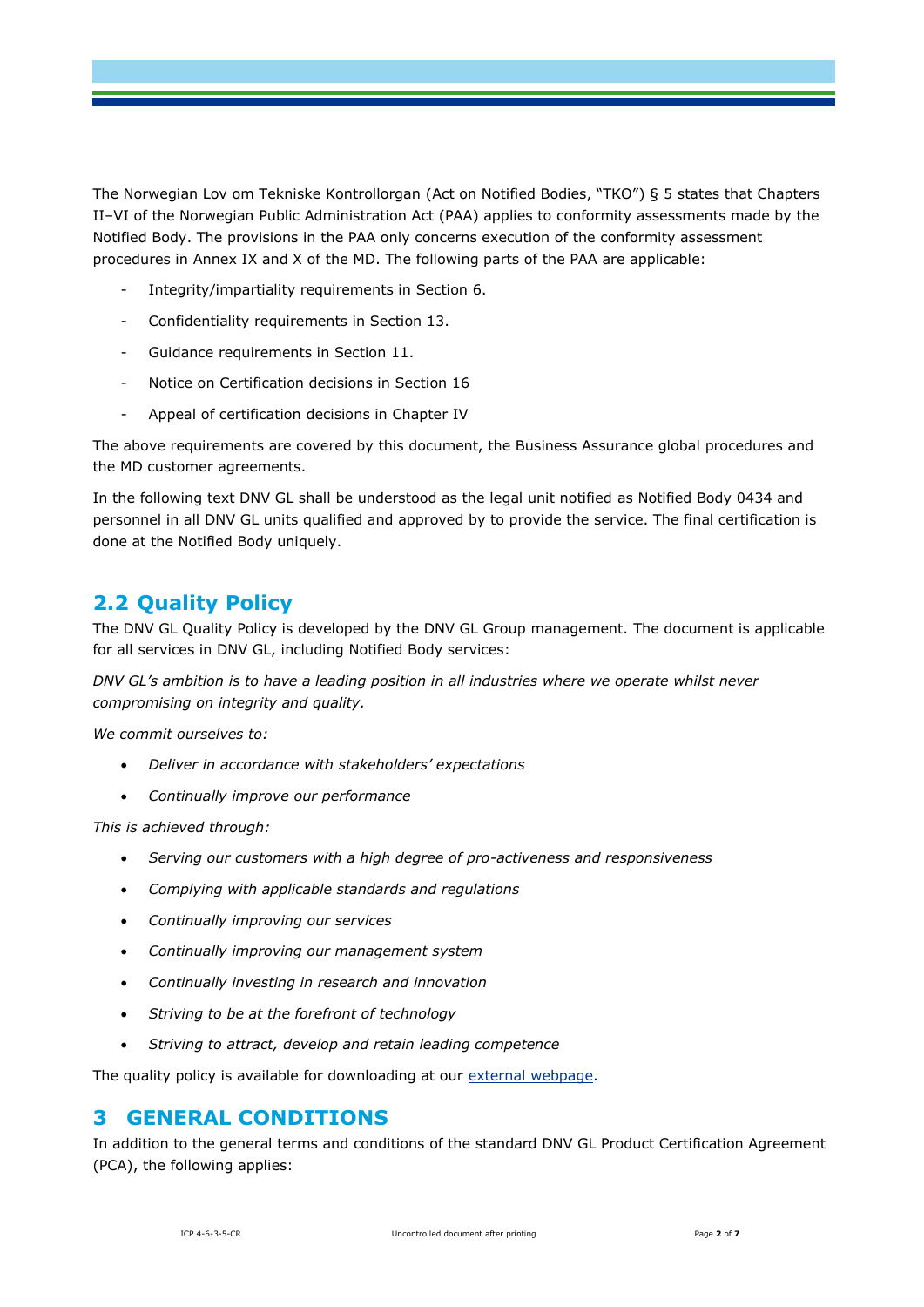The Norwegian Lov om Tekniske Kontrollorgan (Act on Notified Bodies, "TKO") § 5 states that Chapters II–VI of the Norwegian Public Administration Act (PAA) applies to conformity assessments made by the Notified Body. The provisions in the PAA only concerns execution of the conformity assessment procedures in Annex IX and X of the MD. The following parts of the PAA are applicable:

- Integrity/impartiality requirements in Section 6.
- Confidentiality requirements in Section 13.
- Guidance requirements in Section 11.
- Notice on Certification decisions in Section 16
- Appeal of certification decisions in Chapter IV

The above requirements are covered by this document, the Business Assurance global procedures and the MD customer agreements.

In the following text DNV GL shall be understood as the legal unit notified as Notified Body 0434 and personnel in all DNV GL units qualified and approved by to provide the service. The final certification is done at the Notified Body uniquely.

## 2.2 Quality Policy

The DNV GL Quality Policy is developed by the DNV GL Group management. The document is applicable for all services in DNV GL, including Notified Body services:

*DNV GL's ambition is to have a leading position in all industries where we operate whilst never compromising on integrity and quality.*

*We commit ourselves to:*

- *Deliver in accordance with stakeholders' expectations*
- *Continually improve our performance*

*This is achieved through:*

- *Serving our customers with a high degree of pro-activeness and responsiveness*
- *Complying with applicable standards and regulations*
- *Continually improving our services*
- *Continually improving our management system*
- *Continually investing in research and innovation*
- *Striving to be at the forefront of technology*
- *Striving to attract, develop and retain leading competence*

The quality policy is available for downloading at our external webpage.

# 3 GENERAL CONDITIONS

In addition to the general terms and conditions of the standard DNV GL Product Certification Agreement (PCA), the following applies: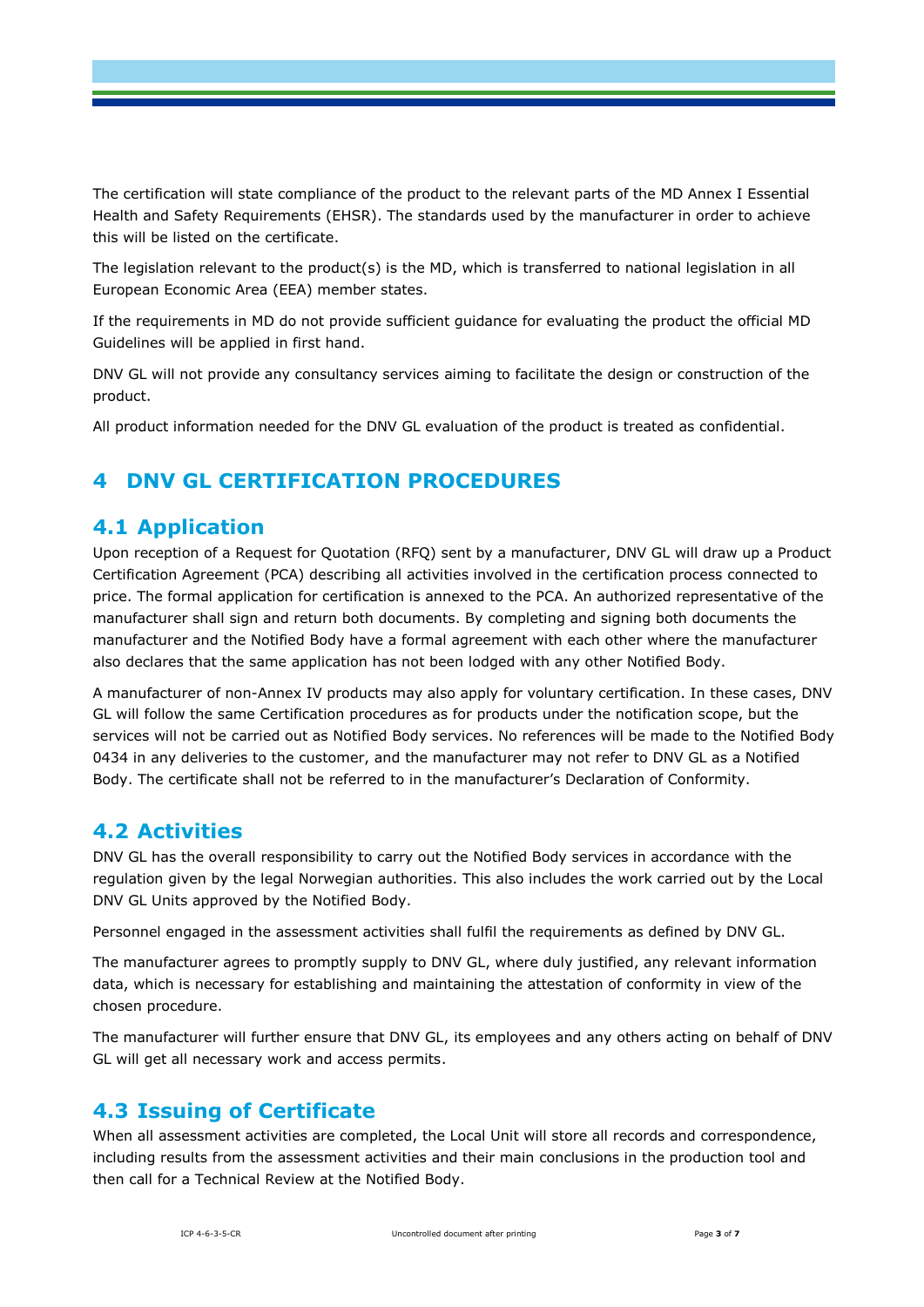The certification will state compliance of the product to the relevant parts of the MD Annex I Essential Health and Safety Requirements (EHSR). The standards used by the manufacturer in order to achieve this will be listed on the certificate.

The legislation relevant to the product(s) is the MD, which is transferred to national legislation in all European Economic Area (EEA) member states.

If the requirements in MD do not provide sufficient guidance for evaluating the product the official MD Guidelines will be applied in first hand.

DNV GL will not provide any consultancy services aiming to facilitate the design or construction of the product.

All product information needed for the DNV GL evaluation of the product is treated as confidential.

# 4 DNV GL CERTIFICATION PROCEDURES

## 4.1 Application

Upon reception of a Request for Quotation (RFQ) sent by a manufacturer, DNV GL will draw up a Product Certification Agreement (PCA) describing all activities involved in the certification process connected to price. The formal application for certification is annexed to the PCA. An authorized representative of the manufacturer shall sign and return both documents. By completing and signing both documents the manufacturer and the Notified Body have a formal agreement with each other where the manufacturer also declares that the same application has not been lodged with any other Notified Body.

A manufacturer of non-Annex IV products may also apply for voluntary certification. In these cases, DNV GL will follow the same Certification procedures as for products under the notification scope, but the services will not be carried out as Notified Body services. No references will be made to the Notified Body 0434 in any deliveries to the customer, and the manufacturer may not refer to DNV GL as a Notified Body. The certificate shall not be referred to in the manufacturer's Declaration of Conformity.

## 4.2 Activities

DNV GL has the overall responsibility to carry out the Notified Body services in accordance with the regulation given by the legal Norwegian authorities. This also includes the work carried out by the Local DNV GL Units approved by the Notified Body.

Personnel engaged in the assessment activities shall fulfil the requirements as defined by DNV GL.

The manufacturer agrees to promptly supply to DNV GL, where duly justified, any relevant information data, which is necessary for establishing and maintaining the attestation of conformity in view of the chosen procedure.

The manufacturer will further ensure that DNV GL, its employees and any others acting on behalf of DNV GL will get all necessary work and access permits.

## 4.3 Issuing of Certificate

When all assessment activities are completed, the Local Unit will store all records and correspondence, including results from the assessment activities and their main conclusions in the production tool and then call for a Technical Review at the Notified Body.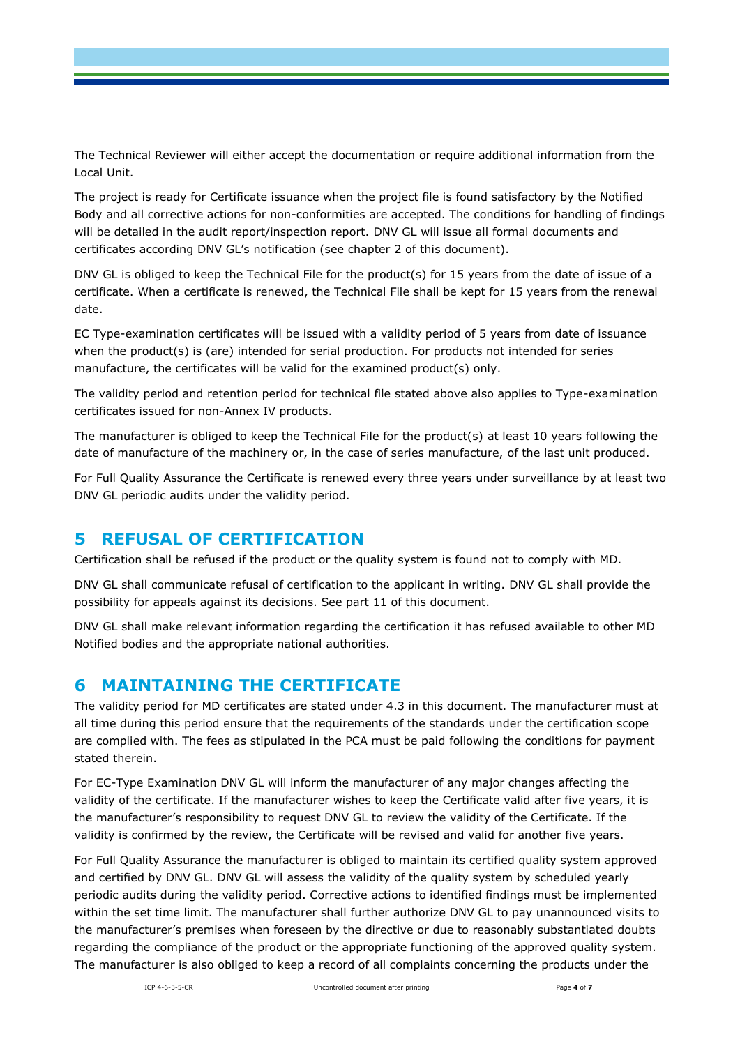The Technical Reviewer will either accept the documentation or require additional information from the Local Unit.

The project is ready for Certificate issuance when the project file is found satisfactory by the Notified Body and all corrective actions for non-conformities are accepted. The conditions for handling of findings will be detailed in the audit report/inspection report. DNV GL will issue all formal documents and certificates according DNV GL's notification (see chapter 2 of this document).

DNV GL is obliged to keep the Technical File for the product(s) for 15 years from the date of issue of a certificate. When a certificate is renewed, the Technical File shall be kept for 15 years from the renewal date.

EC Type-examination certificates will be issued with a validity period of 5 years from date of issuance when the product(s) is (are) intended for serial production. For products not intended for series manufacture, the certificates will be valid for the examined product(s) only.

The validity period and retention period for technical file stated above also applies to Type-examination certificates issued for non-Annex IV products.

The manufacturer is obliged to keep the Technical File for the product(s) at least 10 years following the date of manufacture of the machinery or, in the case of series manufacture, of the last unit produced.

For Full Quality Assurance the Certificate is renewed every three years under surveillance by at least two DNV GL periodic audits under the validity period.

# 5 REFUSAL OF CERTIFICATION

Certification shall be refused if the product or the quality system is found not to comply with MD.

DNV GL shall communicate refusal of certification to the applicant in writing. DNV GL shall provide the possibility for appeals against its decisions. See part 11 of this document.

DNV GL shall make relevant information regarding the certification it has refused available to other MD Notified bodies and the appropriate national authorities.

# 6 MAINTAINING THE CERTIFICATE

The validity period for MD certificates are stated under 4.3 in this document. The manufacturer must at all time during this period ensure that the requirements of the standards under the certification scope are complied with. The fees as stipulated in the PCA must be paid following the conditions for payment stated therein.

For EC-Type Examination DNV GL will inform the manufacturer of any major changes affecting the validity of the certificate. If the manufacturer wishes to keep the Certificate valid after five years, it is the manufacturer's responsibility to request DNV GL to review the validity of the Certificate. If the validity is confirmed by the review, the Certificate will be revised and valid for another five years.

For Full Quality Assurance the manufacturer is obliged to maintain its certified quality system approved and certified by DNV GL. DNV GL will assess the validity of the quality system by scheduled yearly periodic audits during the validity period. Corrective actions to identified findings must be implemented within the set time limit. The manufacturer shall further authorize DNV GL to pay unannounced visits to the manufacturer's premises when foreseen by the directive or due to reasonably substantiated doubts regarding the compliance of the product or the appropriate functioning of the approved quality system. The manufacturer is also obliged to keep a record of all complaints concerning the products under the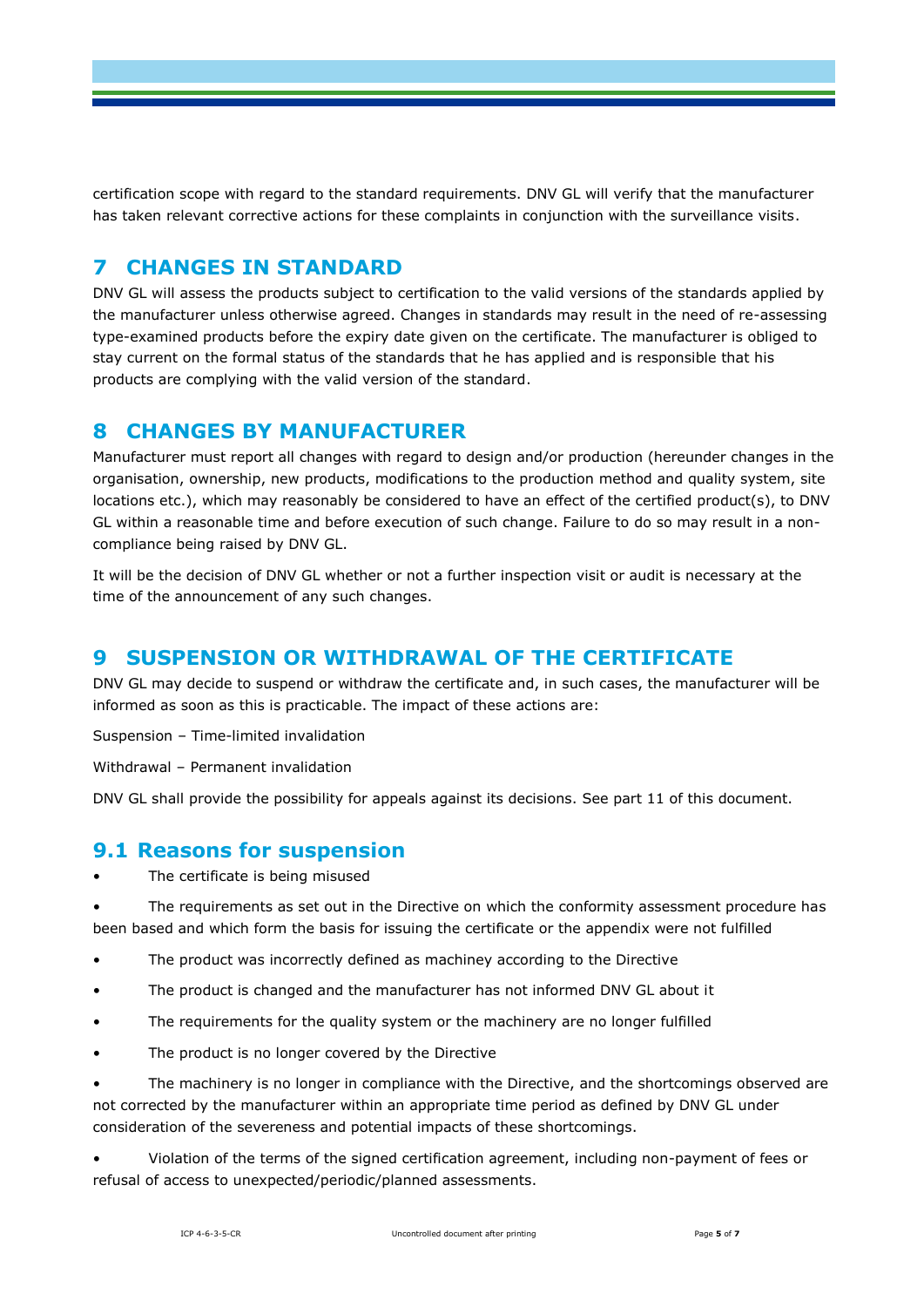certification scope with regard to the standard requirements. DNV GL will verify that the manufacturer has taken relevant corrective actions for these complaints in conjunction with the surveillance visits.

# 7 CHANGES IN STANDARD

DNV GL will assess the products subject to certification to the valid versions of the standards applied by the manufacturer unless otherwise agreed. Changes in standards may result in the need of re-assessing type-examined products before the expiry date given on the certificate. The manufacturer is obliged to stay current on the formal status of the standards that he has applied and is responsible that his products are complying with the valid version of the standard.

# 8 CHANGES BY MANUFACTURER

Manufacturer must report all changes with regard to design and/or production (hereunder changes in the organisation, ownership, new products, modifications to the production method and quality system, site locations etc.), which may reasonably be considered to have an effect of the certified product(s), to DNV GL within a reasonable time and before execution of such change. Failure to do so may result in a non-compliance being raised by DNV GL.

It will be the decision of DNV GL whether or not a further inspection visit or audit is necessary at the time of the announcement of any such changes.

# 9 SUSPENSION OR WITHDRAWAL OF THE CERTIFICATE

DNV GL may decide to suspend or withdraw the certificate and, in such cases, the manufacturer will be informed as soon as this is practicable. The impact of these actions are:

Suspension – Time-limited invalidation

Withdrawal – Permanent invalidation

DNV GL shall provide the possibility for appeals against its decisions. See part 11 of this document.

## 9.1 Reasons for suspension

- The certificate is being misused
- The requirements as set out in the Directive on which the conformity assessment procedure has been based and which form the basis for issuing the certificate or the appendix were not fulfilled
- The product was incorrectly defined as machiney according to the Directive
- The product is changed and the manufacturer has not informed DNV GL about it
- The requirements for the quality system or the machinery are no longer fulfilled
- The product is no longer covered by the Directive
- The machinery is no longer in compliance with the Directive, and the shortcomings observed are not corrected by the manufacturer within an appropriate time period as defined by DNV GL under consideration of the severeness and potential impacts of these shortcomings.
- Violation of the terms of the signed certification agreement, including non-payment of fees or refusal of access to unexpected/periodic/planned assessments.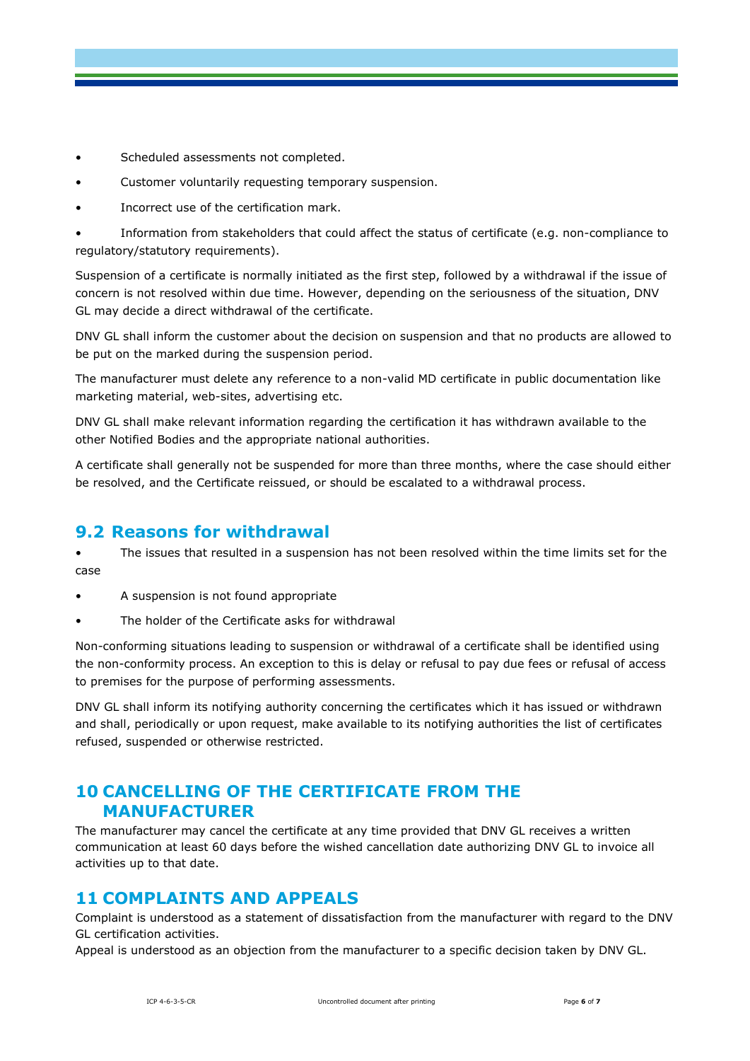- Scheduled assessments not completed.
- Customer voluntarily requesting temporary suspension.
- Incorrect use of the certification mark.
- Information from stakeholders that could affect the status of certificate (e.g. non-compliance to regulatory/statutory requirements).

Suspension of a certificate is normally initiated as the first step, followed by a withdrawal if the issue of concern is not resolved within due time. However, depending on the seriousness of the situation, DNV GL may decide a direct withdrawal of the certificate.

DNV GL shall inform the customer about the decision on suspension and that no products are allowed to be put on the marked during the suspension period.

The manufacturer must delete any reference to a non-valid MD certificate in public documentation like marketing material, web-sites, advertising etc.

DNV GL shall make relevant information regarding the certification it has withdrawn available to the other Notified Bodies and the appropriate national authorities.

A certificate shall generally not be suspended for more than three months, where the case should either be resolved, and the Certificate reissued, or should be escalated to a withdrawal process.

## 9.2 Reasons for withdrawal

- The issues that resulted in a suspension has not been resolved within the time limits set for the case
- A suspension is not found appropriate
- The holder of the Certificate asks for withdrawal

Non-conforming situations leading to suspension or withdrawal of a certificate shall be identified using the non-conformity process. An exception to this is delay or refusal to pay due fees or refusal of access to premises for the purpose of performing assessments.

DNV GL shall inform its notifying authority concerning the certificates which it has issued or withdrawn and shall, periodically or upon request, make available to its notifying authorities the list of certificates refused, suspended or otherwise restricted.

# 10 CANCELLING OF THE CERTIFICATE FROM THE MANUFACTURER

The manufacturer may cancel the certificate at any time provided that DNV GL receives a written communication at least 60 days before the wished cancellation date authorizing DNV GL to invoice all activities up to that date.

# 11 COMPLAINTS AND APPEALS

Complaint is understood as a statement of dissatisfaction from the manufacturer with regard to the DNV GL certification activities.
Appeal is understood as an objection from the manufacturer to a specific decision taken by DNV GL.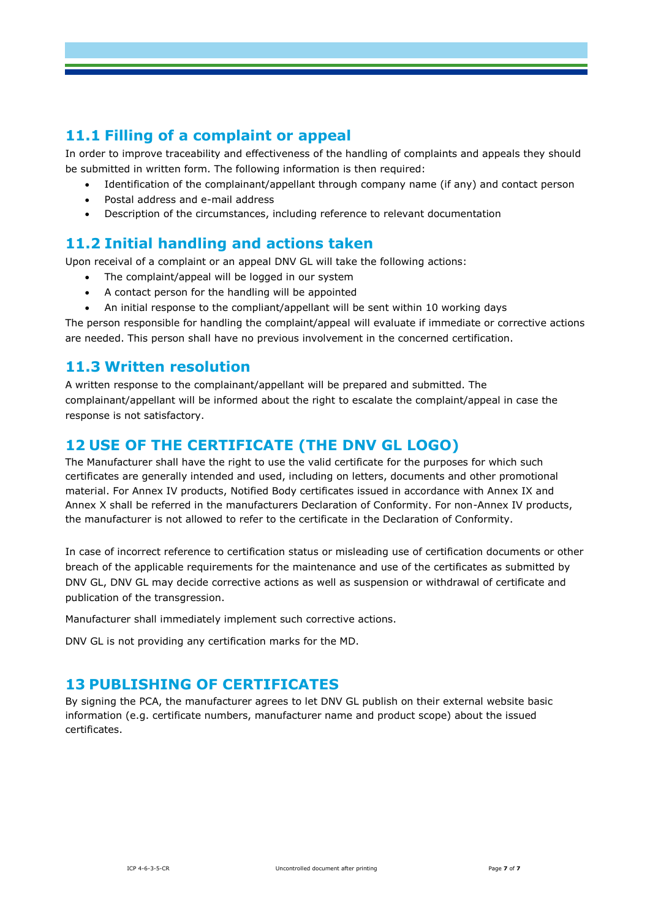## 11.1 Filling of a complaint or appeal

In order to improve traceability and effectiveness of the handling of complaints and appeals they should be submitted in written form. The following information is then required:

- Identification of the complainant/appellant through company name (if any) and contact person
- Postal address and e-mail address
- Description of the circumstances, including reference to relevant documentation

## 11.2 Initial handling and actions taken

Upon receival of a complaint or an appeal DNV GL will take the following actions:

- The complaint/appeal will be logged in our system
- A contact person for the handling will be appointed
- An initial response to the compliant/appellant will be sent within 10 working days

The person responsible for handling the complaint/appeal will evaluate if immediate or corrective actions are needed. This person shall have no previous involvement in the concerned certification.

## 11.3 Written resolution

A written response to the complainant/appellant will be prepared and submitted. The complainant/appellant will be informed about the right to escalate the complaint/appeal in case the response is not satisfactory.

# 12 USE OF THE CERTIFICATE (THE DNV GL LOGO)

The Manufacturer shall have the right to use the valid certificate for the purposes for which such certificates are generally intended and used, including on letters, documents and other promotional material. For Annex IV products, Notified Body certificates issued in accordance with Annex IX and Annex X shall be referred in the manufacturers Declaration of Conformity. For non-Annex IV products, the manufacturer is not allowed to refer to the certificate in the Declaration of Conformity.

In case of incorrect reference to certification status or misleading use of certification documents or other breach of the applicable requirements for the maintenance and use of the certificates as submitted by DNV GL, DNV GL may decide corrective actions as well as suspension or withdrawal of certificate and publication of the transgression.

Manufacturer shall immediately implement such corrective actions.

DNV GL is not providing any certification marks for the MD.

# 13 PUBLISHING OF CERTIFICATES

By signing the PCA, the manufacturer agrees to let DNV GL publish on their external website basic information (e.g. certificate numbers, manufacturer name and product scope) about the issued certificates.